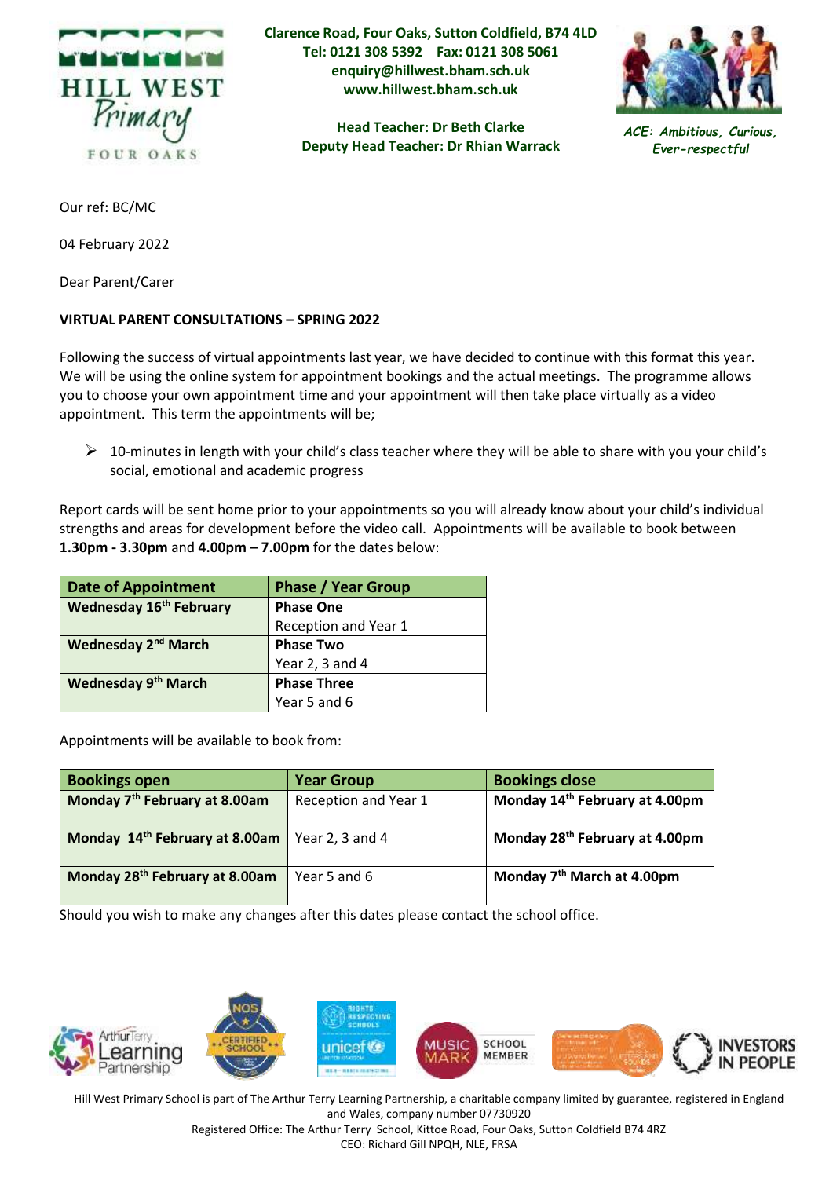**HILL WEST Primary**
FOUR OAKS

**Clarence Road, Four Oaks, Sutton Coldfield, B74 4LD**
**Tel: 0121 308 5392 Fax: 0121 308 5061**
**enquiry@hillwest.bham.sch.uk**
**www.hillwest.bham.sch.uk**

**Head Teacher: Dr Beth Clarke**
**Deputy Head Teacher: Dr Rhian Warrack**

***ACE: Ambitious, Curious, Ever-respectful***

Our ref: BC/MC

04 February 2022

Dear Parent/Carer

**VIRTUAL PARENT CONSULTATIONS – SPRING 2022**

Following the success of virtual appointments last year, we have decided to continue with this format this year. We will be using the online system for appointment bookings and the actual meetings. The programme allows you to choose your own appointment time and your appointment will then take place virtually as a video appointment. This term the appointments will be;

- 10-minutes in length with your child's class teacher where they will be able to share with you your child's social, emotional and academic progress

Report cards will be sent home prior to your appointments so you will already know about your child's individual strengths and areas for development before the video call. Appointments will be available to book between **1.30pm - 3.30pm** and **4.00pm – 7.00pm** for the dates below:

| Date of Appointment | Phase / Year Group |
|---|---|
| **Wednesday 16th February** | **Phase One** Reception and Year 1 |
| **Wednesday 2nd March** | **Phase Two** Year 2, 3 and 4 |
| **Wednesday 9th March** | **Phase Three** Year 5 and 6 |

Appointments will be available to book from:

| Bookings open | Year Group | Bookings close |
|---|---|---|
| **Monday 7th February at 8.00am** | Reception and Year 1 | **Monday 14th February at 4.00pm** |
| **Monday 14th February at 8.00am** | Year 2, 3 and 4 | **Monday 28th February at 4.00pm** |
| **Monday 28th February at 8.00am** | Year 5 and 6 | **Monday 7th March at 4.00pm** |

Should you wish to make any changes after this dates please contact the school office.

Hill West Primary School is part of The Arthur Terry Learning Partnership, a charitable company limited by guarantee, registered in England and Wales, company number 07730920
Registered Office: The Arthur Terry School, Kittoe Road, Four Oaks, Sutton Coldfield B74 4RZ
CEO: Richard Gill NPQH, NLE, FRSA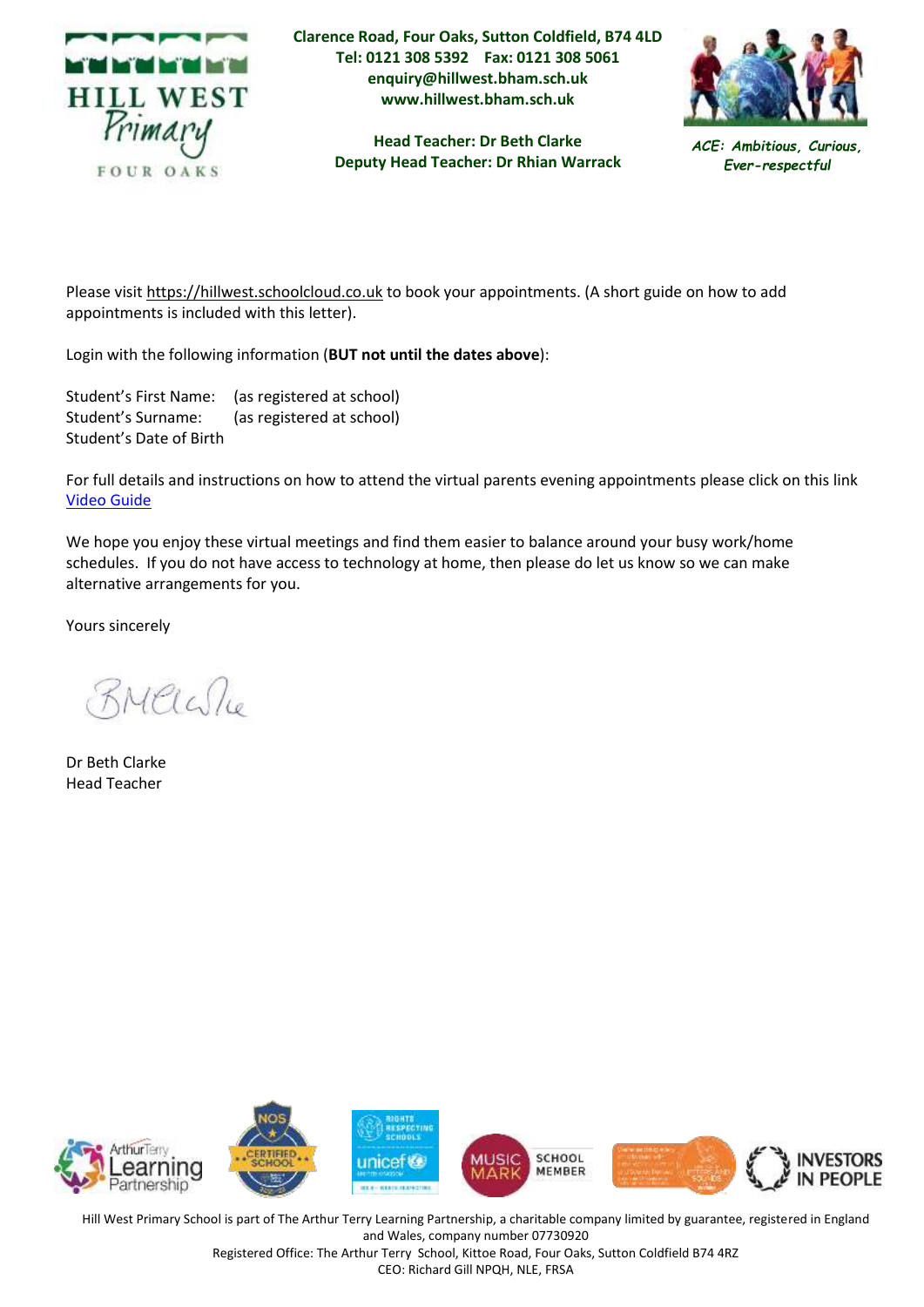Clarence Road, Four Oaks, Sutton Coldfield, B74 4LD
Tel: 0121 308 5392 Fax: 0121 308 5061
enquiry@hillwest.bham.sch.uk
www.hillwest.bham.sch.uk

Head Teacher: Dr Beth Clarke
Deputy Head Teacher: Dr Rhian Warrack

*ACE: Ambitious, Curious, Ever-respectful*

Please visit https://hillwest.schoolcloud.co.uk to book your appointments. (A short guide on how to add appointments is included with this letter).

Login with the following information (**BUT not until the dates above**):

Student's First Name: (as registered at school)
Student's Surname: (as registered at school)
Student's Date of Birth

For full details and instructions on how to attend the virtual parents evening appointments please click on this link Video Guide

We hope you enjoy these virtual meetings and find them easier to balance around your busy work/home schedules. If you do not have access to technology at home, then please do let us know so we can make alternative arrangements for you.

Yours sincerely

Dr Beth Clarke
Head Teacher

Hill West Primary School is part of The Arthur Terry Learning Partnership, a charitable company limited by guarantee, registered in England and Wales, company number 07730920
Registered Office: The Arthur Terry School, Kittoe Road, Four Oaks, Sutton Coldfield B74 4RZ
CEO: Richard Gill NPQH, NLE, FRSA